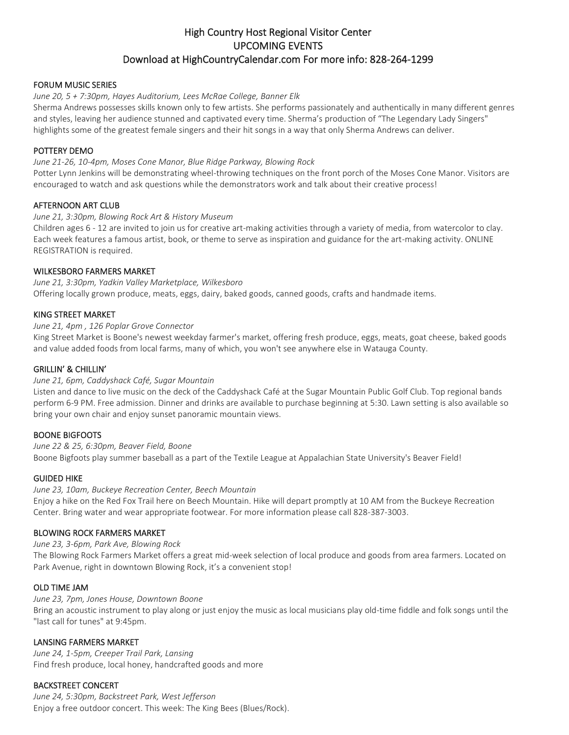# High Country Host Regional Visitor Center
# UPCOMING EVENTS
## Download at HighCountryCalendar.com For more info: 828-264-1299

### FORUM MUSIC SERIES

*June 20, 5 + 7:30pm, Hayes Auditorium, Lees McRae College, Banner Elk*

Sherma Andrews possesses skills known only to few artists. She performs passionately and authentically in many different genres and styles, leaving her audience stunned and captivated every time. Sherma's production of "The Legendary Lady Singers" highlights some of the greatest female singers and their hit songs in a way that only Sherma Andrews can deliver.

### POTTERY DEMO

*June 21-26, 10-4pm, Moses Cone Manor, Blue Ridge Parkway, Blowing Rock*

Potter Lynn Jenkins will be demonstrating wheel-throwing techniques on the front porch of the Moses Cone Manor. Visitors are encouraged to watch and ask questions while the demonstrators work and talk about their creative process!

### AFTERNOON ART CLUB

*June 21, 3:30pm, Blowing Rock Art & History Museum*

Children ages 6 - 12 are invited to join us for creative art-making activities through a variety of media, from watercolor to clay. Each week features a famous artist, book, or theme to serve as inspiration and guidance for the art-making activity. ONLINE REGISTRATION is required.

### WILKESBORO FARMERS MARKET

*June 21, 3:30pm, Yadkin Valley Marketplace, Wilkesboro*

Offering locally grown produce, meats, eggs, dairy, baked goods, canned goods, crafts and handmade items.

### KING STREET MARKET

*June 21, 4pm , 126 Poplar Grove Connector*

King Street Market is Boone's newest weekday farmer's market, offering fresh produce, eggs, meats, goat cheese, baked goods and value added foods from local farms, many of which, you won't see anywhere else in Watauga County.

### GRILLIN' & CHILLIN'

*June 21, 6pm, Caddyshack Café, Sugar Mountain*

Listen and dance to live music on the deck of the Caddyshack Café at the Sugar Mountain Public Golf Club. Top regional bands perform 6-9 PM. Free admission. Dinner and drinks are available to purchase beginning at 5:30. Lawn setting is also available so bring your own chair and enjoy sunset panoramic mountain views.

### BOONE BIGFOOTS

*June 22 & 25, 6:30pm, Beaver Field, Boone*

Boone Bigfoots play summer baseball as a part of the Textile League at Appalachian State University's Beaver Field!

### GUIDED HIKE

*June 23, 10am, Buckeye Recreation Center, Beech Mountain*

Enjoy a hike on the Red Fox Trail here on Beech Mountain. Hike will depart promptly at 10 AM from the Buckeye Recreation Center. Bring water and wear appropriate footwear. For more information please call 828-387-3003.

### BLOWING ROCK FARMERS MARKET

*June 23, 3-6pm, Park Ave, Blowing Rock*

The Blowing Rock Farmers Market offers a great mid-week selection of local produce and goods from area farmers. Located on Park Avenue, right in downtown Blowing Rock, it's a convenient stop!

### OLD TIME JAM

*June 23, 7pm, Jones House, Downtown Boone*

Bring an acoustic instrument to play along or just enjoy the music as local musicians play old-time fiddle and folk songs until the "last call for tunes" at 9:45pm.

### LANSING FARMERS MARKET

*June 24, 1-5pm, Creeper Trail Park, Lansing*

Find fresh produce, local honey, handcrafted goods and more

### BACKSTREET CONCERT

*June 24, 5:30pm, Backstreet Park, West Jefferson*

Enjoy a free outdoor concert. This week: The King Bees (Blues/Rock).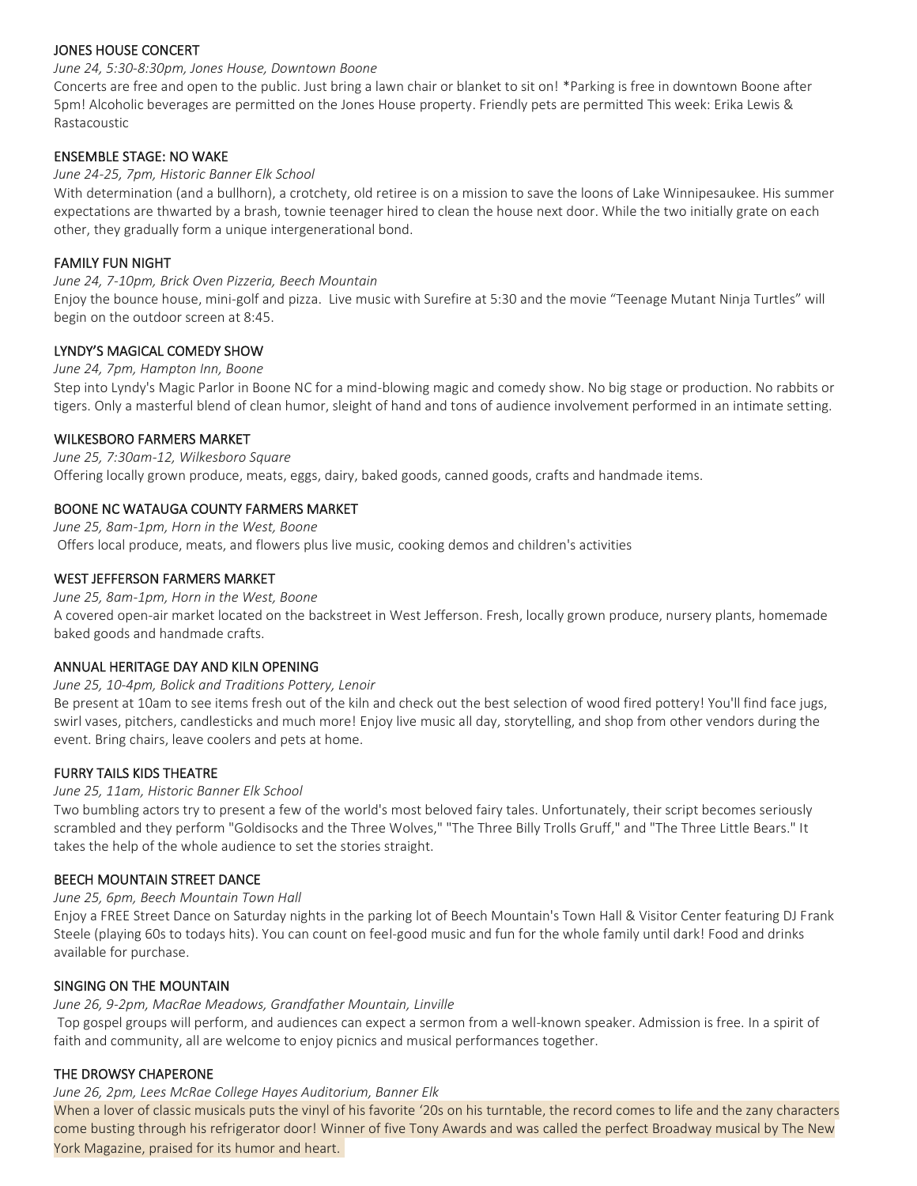### JONES HOUSE CONCERT

*June 24, 5:30-8:30pm, Jones House, Downtown Boone*

Concerts are free and open to the public. Just bring a lawn chair or blanket to sit on! *Parking is free in downtown Boone after 5pm! Alcoholic beverages are permitted on the Jones House property. Friendly pets are permitted This week: Erika Lewis & Rastacoustic

### ENSEMBLE STAGE: NO WAKE

*June 24-25, 7pm, Historic Banner Elk School*

With determination (and a bullhorn), a crotchety, old retiree is on a mission to save the loons of Lake Winnipesaukee. His summer expectations are thwarted by a brash, townie teenager hired to clean the house next door. While the two initially grate on each other, they gradually form a unique intergenerational bond.

### FAMILY FUN NIGHT

*June 24, 7-10pm, Brick Oven Pizzeria, Beech Mountain*

Enjoy the bounce house, mini-golf and pizza. Live music with Surefire at 5:30 and the movie "Teenage Mutant Ninja Turtles" will begin on the outdoor screen at 8:45.

### LYNDY'S MAGICAL COMEDY SHOW

*June 24, 7pm, Hampton Inn, Boone*

Step into Lyndy's Magic Parlor in Boone NC for a mind-blowing magic and comedy show. No big stage or production. No rabbits or tigers. Only a masterful blend of clean humor, sleight of hand and tons of audience involvement performed in an intimate setting.

### WILKESBORO FARMERS MARKET

*June 25, 7:30am-12, Wilkesboro Square*

Offering locally grown produce, meats, eggs, dairy, baked goods, canned goods, crafts and handmade items.

### BOONE NC WATAUGA COUNTY FARMERS MARKET

*June 25, 8am-1pm, Horn in the West, Boone*

Offers local produce, meats, and flowers plus live music, cooking demos and children's activities

### WEST JEFFERSON FARMERS MARKET

*June 25, 8am-1pm, Horn in the West, Boone*

A covered open-air market located on the backstreet in West Jefferson. Fresh, locally grown produce, nursery plants, homemade baked goods and handmade crafts.

### ANNUAL HERITAGE DAY AND KILN OPENING

*June 25, 10-4pm, Bolick and Traditions Pottery, Lenoir*

Be present at 10am to see items fresh out of the kiln and check out the best selection of wood fired pottery! You'll find face jugs, swirl vases, pitchers, candlesticks and much more! Enjoy live music all day, storytelling, and shop from other vendors during the event. Bring chairs, leave coolers and pets at home.

### FURRY TAILS KIDS THEATRE

*June 25, 11am, Historic Banner Elk School*

Two bumbling actors try to present a few of the world's most beloved fairy tales. Unfortunately, their script becomes seriously scrambled and they perform "Goldisocks and the Three Wolves," "The Three Billy Trolls Gruff," and "The Three Little Bears." It takes the help of the whole audience to set the stories straight.

### BEECH MOUNTAIN STREET DANCE

*June 25, 6pm, Beech Mountain Town Hall*

Enjoy a FREE Street Dance on Saturday nights in the parking lot of Beech Mountain's Town Hall & Visitor Center featuring DJ Frank Steele (playing 60s to todays hits). You can count on feel-good music and fun for the whole family until dark! Food and drinks available for purchase.

### SINGING ON THE MOUNTAIN

*June 26, 9-2pm, MacRae Meadows, Grandfather Mountain, Linville*

Top gospel groups will perform, and audiences can expect a sermon from a well-known speaker. Admission is free. In a spirit of faith and community, all are welcome to enjoy picnics and musical performances together.

### THE DROWSY CHAPERONE

*June 26, 2pm, Lees McRae College Hayes Auditorium, Banner Elk*

When a lover of classic musicals puts the vinyl of his favorite '20s on his turntable, the record comes to life and the zany characters come busting through his refrigerator door! Winner of five Tony Awards and was called the perfect Broadway musical by The New York Magazine, praised for its humor and heart.